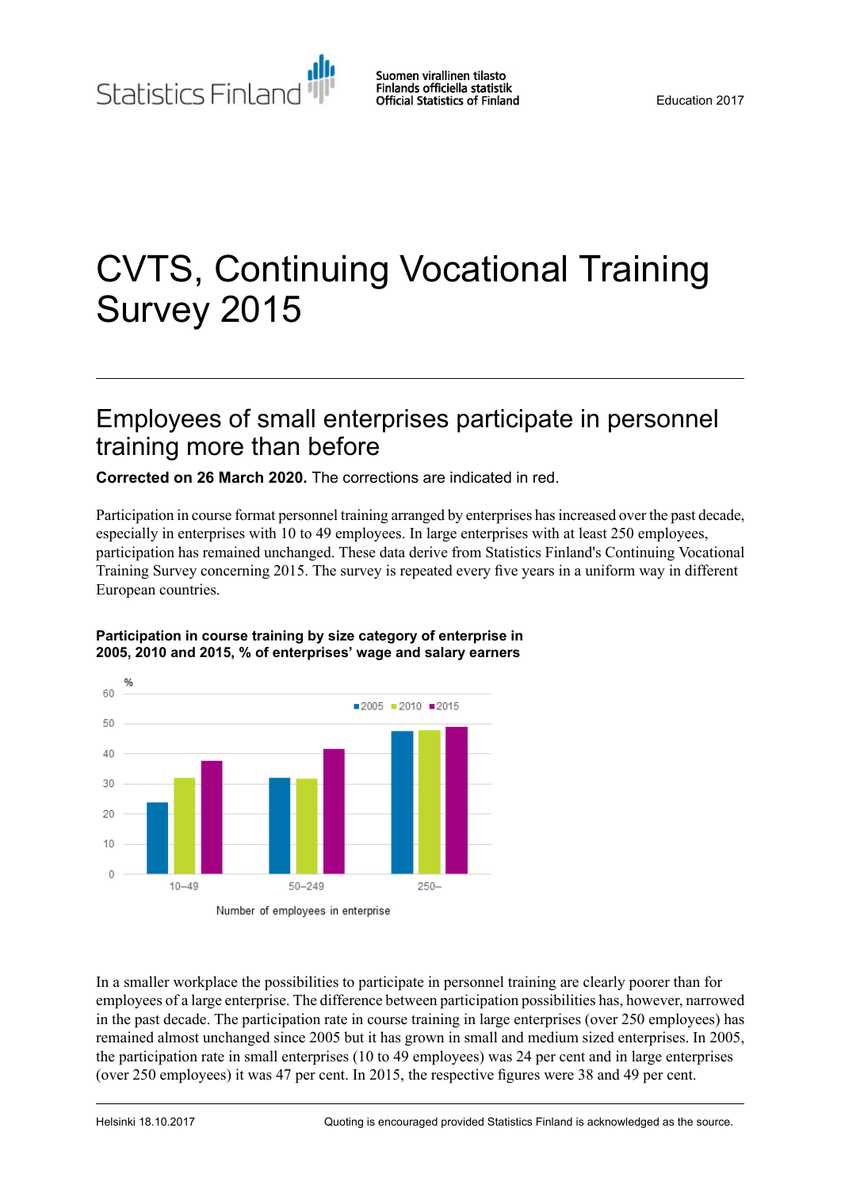Statistics Finland

Suomen virallinen tilasto
Finlands officiella statistik
Official Statistics of Finland

Education 2017

# CVTS, Continuing Vocational Training Survey 2015

## Employees of small enterprises participate in personnel training more than before

**Corrected on 26 March 2020.** The corrections are indicated in red.

Participation in course format personnel training arranged by enterprises has increased over the past decade, especially in enterprises with 10 to 49 employees. In large enterprises with at least 250 employees, participation has remained unchanged. These data derive from Statistics Finland's Continuing Vocational Training Survey concerning 2015. The survey is repeated every five years in a uniform way in different European countries.

**Participation in course training by size category of enterprise in 2005, 2010 and 2015, % of enterprises' wage and salary earners**

| Number of employees in enterprise | 2005 | 2010 | 2015 |
|---|---|---|---|
| 10–49 | 24 | 32 | 38 |
| 50–249 | 32 | 32 | 42 |
| 250– | 47 | 48 | 49 |

In a smaller workplace the possibilities to participate in personnel training are clearly poorer than for employees of a large enterprise. The difference between participation possibilities has, however, narrowed in the past decade. The participation rate in course training in large enterprises (over 250 employees) has remained almost unchanged since 2005 but it has grown in small and medium sized enterprises. In 2005, the participation rate in small enterprises (10 to 49 employees) was 24 per cent and in large enterprises (over 250 employees) it was 47 per cent. In 2015, the respective figures were 38 and 49 per cent.

Helsinki 18.10.2017

Quoting is encouraged provided Statistics Finland is acknowledged as the source.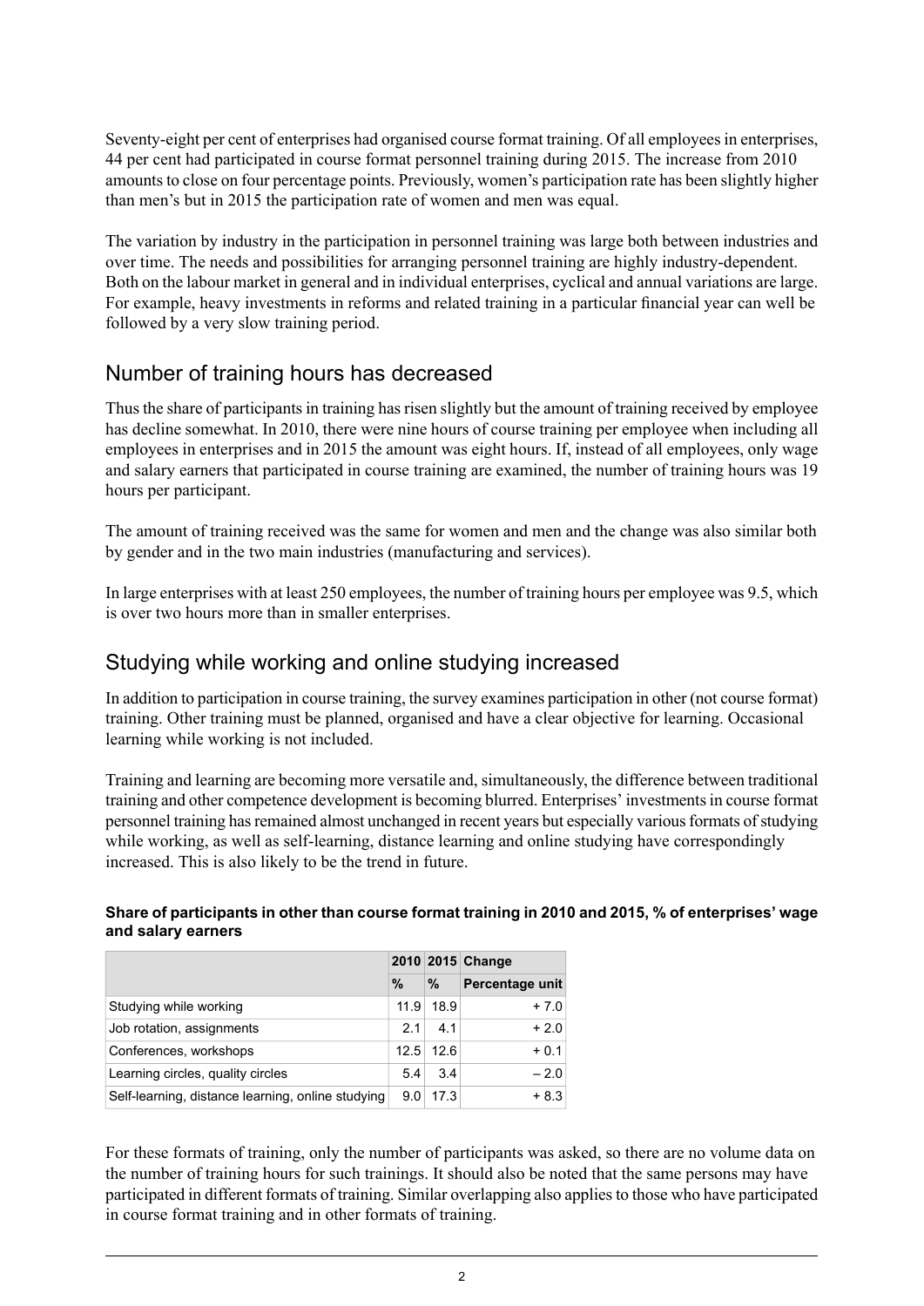Seventy-eight per cent of enterprises had organised course format training. Of all employees in enterprises, 44 per cent had participated in course format personnel training during 2015. The increase from 2010 amounts to close on four percentage points. Previously, women's participation rate has been slightly higher than men's but in 2015 the participation rate of women and men was equal.

The variation by industry in the participation in personnel training was large both between industries and over time. The needs and possibilities for arranging personnel training are highly industry-dependent. Both on the labour market in general and in individual enterprises, cyclical and annual variations are large. For example, heavy investments in reforms and related training in a particular financial year can well be followed by a very slow training period.

## Number of training hours has decreased

Thus the share of participants in training has risen slightly but the amount of training received by employee has decline somewhat. In 2010, there were nine hours of course training per employee when including all employees in enterprises and in 2015 the amount was eight hours. If, instead of all employees, only wage and salary earners that participated in course training are examined, the number of training hours was 19 hours per participant.

The amount of training received was the same for women and men and the change was also similar both by gender and in the two main industries (manufacturing and services).

In large enterprises with at least 250 employees, the number of training hours per employee was 9.5, which is over two hours more than in smaller enterprises.

## Studying while working and online studying increased

In addition to participation in course training, the survey examines participation in other (not course format) training. Other training must be planned, organised and have a clear objective for learning. Occasional learning while working is not included.

Training and learning are becoming more versatile and, simultaneously, the difference between traditional training and other competence development is becoming blurred. Enterprises' investments in course format personnel training has remained almost unchanged in recent years but especially various formats of studying while working, as well as self-learning, distance learning and online studying have correspondingly increased. This is also likely to be the trend in future.

**Share of participants in other than course format training in 2010 and 2015, % of enterprises' wage and salary earners**

| | 2010 | 2015 | Change |
|---|---|---|---|
| | % | % | Percentage unit |
| Studying while working | 11.9 | 18.9 | + 7.0 |
| Job rotation, assignments | 2.1 | 4.1 | + 2.0 |
| Conferences, workshops | 12.5 | 12.6 | + 0.1 |
| Learning circles, quality circles | 5.4 | 3.4 | – 2.0 |
| Self-learning, distance learning, online studying | 9.0 | 17.3 | + 8.3 |

For these formats of training, only the number of participants was asked, so there are no volume data on the number of training hours for such trainings. It should also be noted that the same persons may have participated in different formats of training. Similar overlapping also applies to those who have participated in course format training and in other formats of training.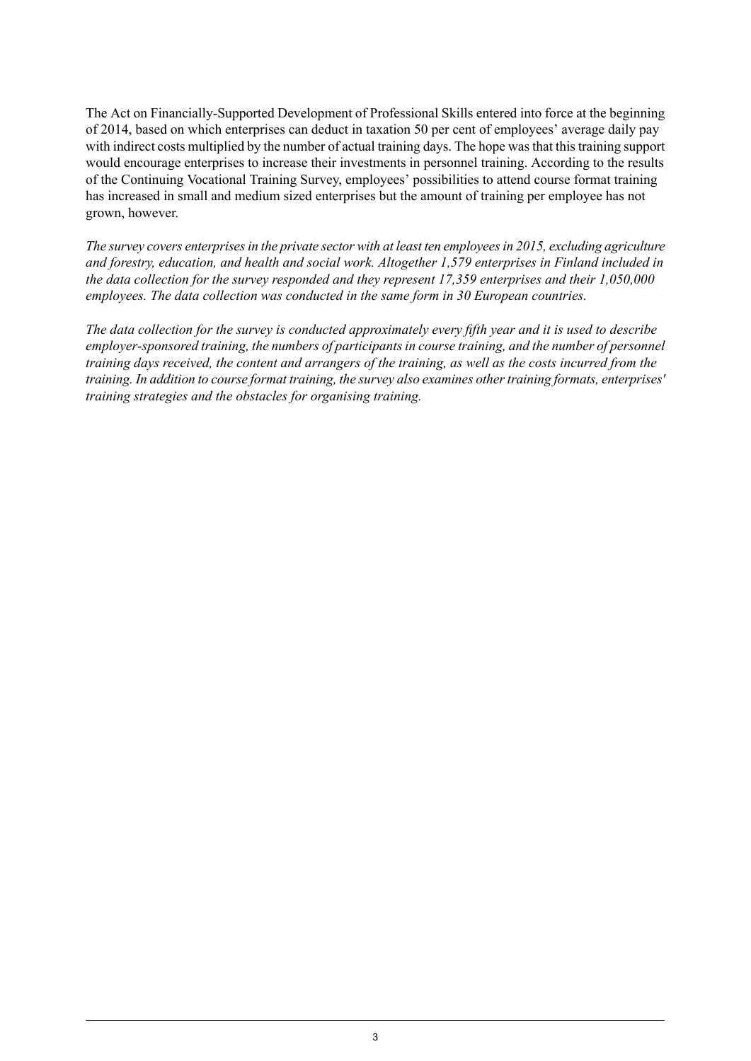The Act on Financially-Supported Development of Professional Skills entered into force at the beginning of 2014, based on which enterprises can deduct in taxation 50 per cent of employees' average daily pay with indirect costs multiplied by the number of actual training days. The hope was that this training support would encourage enterprises to increase their investments in personnel training. According to the results of the Continuing Vocational Training Survey, employees' possibilities to attend course format training has increased in small and medium sized enterprises but the amount of training per employee has not grown, however.

*The survey covers enterprises in the private sector with at least ten employees in 2015, excluding agriculture and forestry, education, and health and social work. Altogether 1,579 enterprises in Finland included in the data collection for the survey responded and they represent 17,359 enterprises and their 1,050,000 employees. The data collection was conducted in the same form in 30 European countries.*

*The data collection for the survey is conducted approximately every fifth year and it is used to describe employer-sponsored training, the numbers of participants in course training, and the number of personnel training days received, the content and arrangers of the training, as well as the costs incurred from the training. In addition to course format training, the survey also examines other training formats, enterprises' training strategies and the obstacles for organising training.*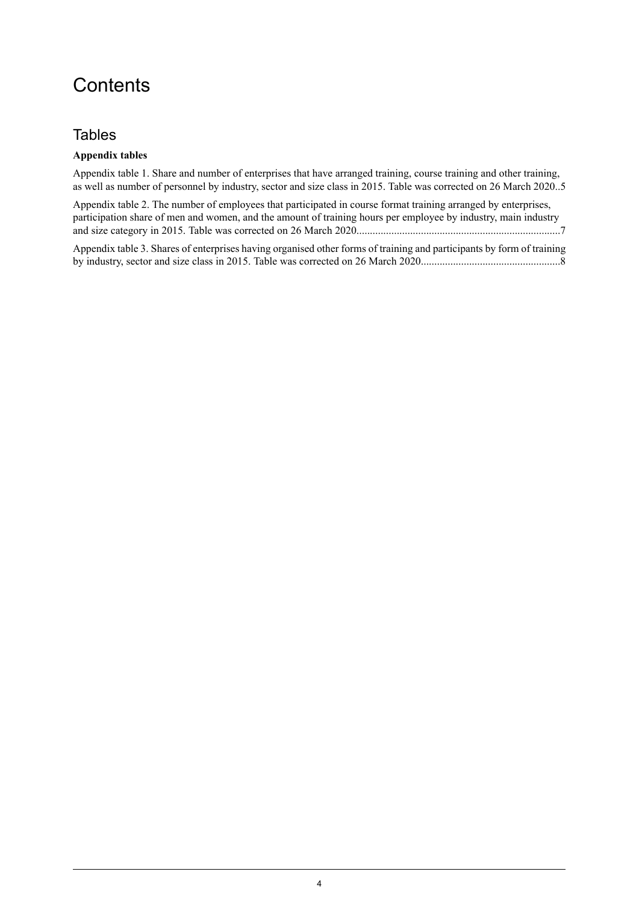# Contents

## Tables

**Appendix tables**

Appendix table 1. Share and number of enterprises that have arranged training, course training and other training, as well as number of personnel by industry, sector and size class in 2015. Table was corrected on 26 March 2020..5

Appendix table 2. The number of employees that participated in course format training arranged by enterprises, participation share of men and women, and the amount of training hours per employee by industry, main industry and size category in 2015. Table was corrected on 26 March 2020...........................................................................7

Appendix table 3. Shares of enterprises having organised other forms of training and participants by form of training by industry, sector and size class in 2015. Table was corrected on 26 March 2020...................................................8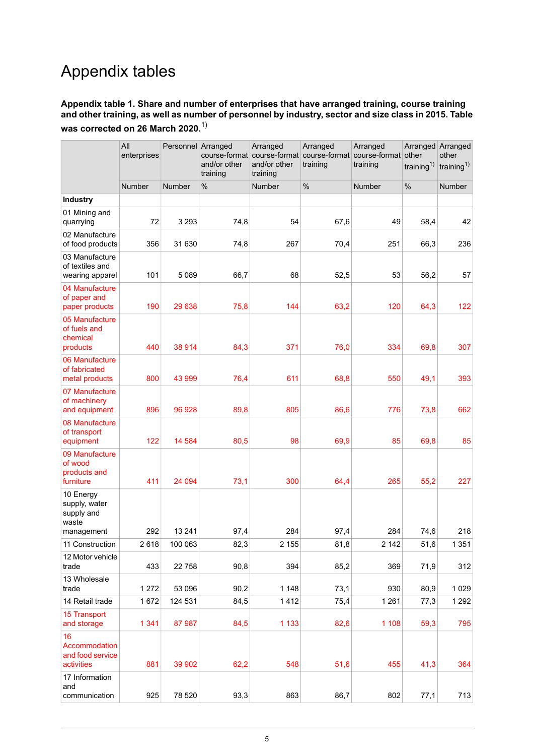# Appendix tables

**Appendix table 1. Share and number of enterprises that have arranged training, course training and other training, as well as number of personnel by industry, sector and size class in 2015. Table was corrected on 26 March 2020.**[1)]

| | All enterprises | Personnel | Arranged course-format and/or other training | Arranged course-format and/or other training | Arranged course-format training | Arranged course-format training | Arranged other training[1)] | Arranged other training[1)] |
|---|---|---|---|---|---|---|---|---|
| | Number | Number | % | Number | % | Number | % | Number |
| **Industry** | | | | | | | | |
| 01 Mining and quarrying | 72 | 3 293 | 74,8 | 54 | 67,6 | 49 | 58,4 | 42 |
| 02 Manufacture of food products | 356 | 31 630 | 74,8 | 267 | 70,4 | 251 | 66,3 | 236 |
| 03 Manufacture of textiles and wearing apparel | 101 | 5 089 | 66,7 | 68 | 52,5 | 53 | 56,2 | 57 |
| 04 Manufacture of paper and paper products | 190 | 29 638 | 75,8 | 144 | 63,2 | 120 | 64,3 | 122 |
| 05 Manufacture of fuels and chemical products | 440 | 38 914 | 84,3 | 371 | 76,0 | 334 | 69,8 | 307 |
| 06 Manufacture of fabricated metal products | 800 | 43 999 | 76,4 | 611 | 68,8 | 550 | 49,1 | 393 |
| 07 Manufacture of machinery and equipment | 896 | 96 928 | 89,8 | 805 | 86,6 | 776 | 73,8 | 662 |
| 08 Manufacture of transport equipment | 122 | 14 584 | 80,5 | 98 | 69,9 | 85 | 69,8 | 85 |
| 09 Manufacture of wood products and furniture | 411 | 24 094 | 73,1 | 300 | 64,4 | 265 | 55,2 | 227 |
| 10 Energy supply, water supply and waste management | 292 | 13 241 | 97,4 | 284 | 97,4 | 284 | 74,6 | 218 |
| 11 Construction | 2 618 | 100 063 | 82,3 | 2 155 | 81,8 | 2 142 | 51,6 | 1 351 |
| 12 Motor vehicle trade | 433 | 22 758 | 90,8 | 394 | 85,2 | 369 | 71,9 | 312 |
| 13 Wholesale trade | 1 272 | 53 096 | 90,2 | 1 148 | 73,1 | 930 | 80,9 | 1 029 |
| 14 Retail trade | 1 672 | 124 531 | 84,5 | 1 412 | 75,4 | 1 261 | 77,3 | 1 292 |
| 15 Transport and storage | 1 341 | 87 987 | 84,5 | 1 133 | 82,6 | 1 108 | 59,3 | 795 |
| 16 Accommodation and food service activities | 881 | 39 902 | 62,2 | 548 | 51,6 | 455 | 41,3 | 364 |
| 17 Information and communication | 925 | 78 520 | 93,3 | 863 | 86,7 | 802 | 77,1 | 713 |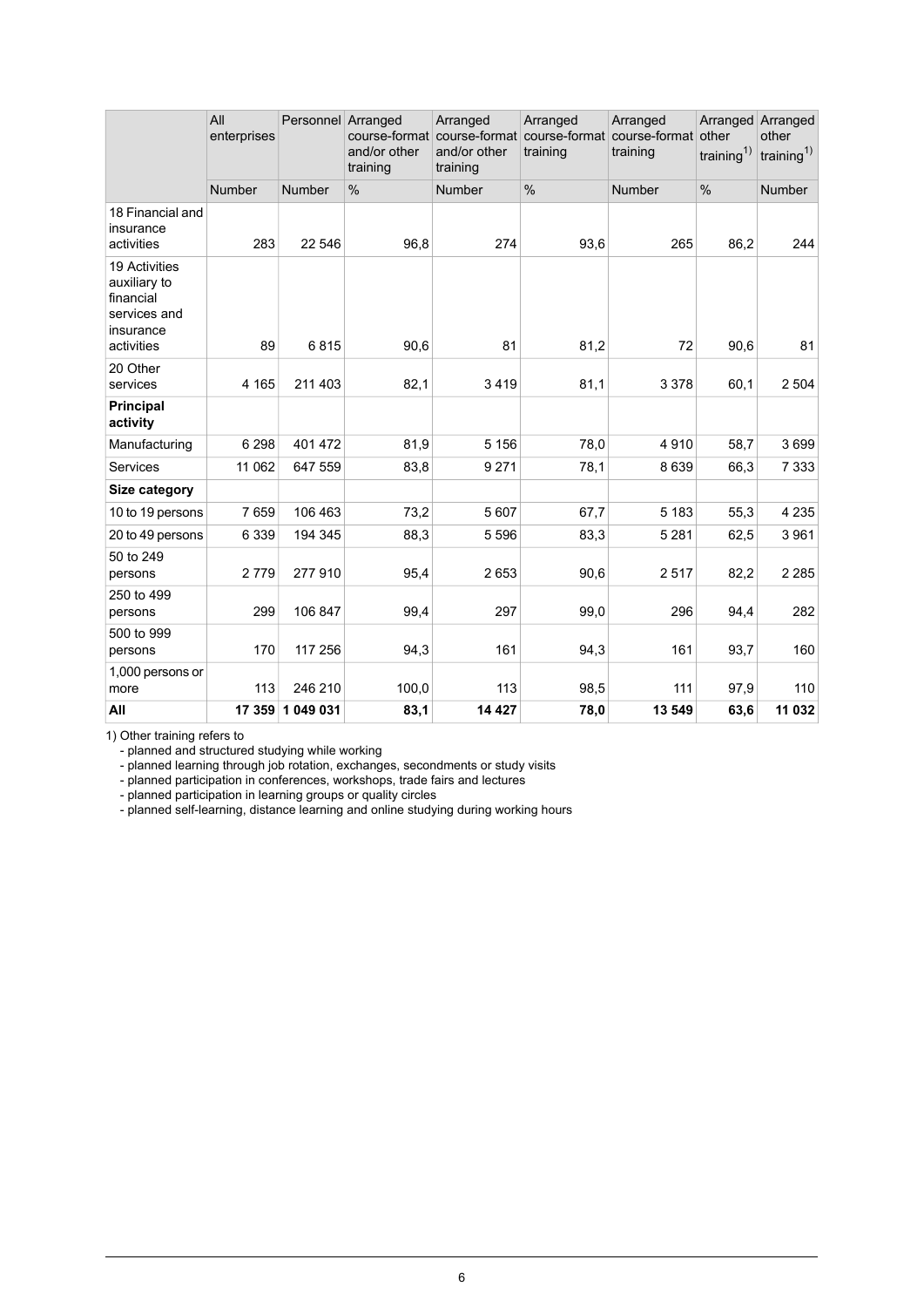| | All enterprises | Personnel | Arranged course-format and/or other training | Arranged course-format and/or other training | Arranged course-format training | Arranged course-format training | Arranged other training[1)] | Arranged other training[1)] |
|---|---|---|---|---|---|---|---|---|
| | Number | Number | % | Number | % | Number | % | Number |
| 18 Financial and insurance activities | 283 | 22 546 | 96,8 | 274 | 93,6 | 265 | 86,2 | 244 |
| 19 Activities auxiliary to financial services and insurance activities | 89 | 6 815 | 90,6 | 81 | 81,2 | 72 | 90,6 | 81 |
| 20 Other services | 4 165 | 211 403 | 82,1 | 3 419 | 81,1 | 3 378 | 60,1 | 2 504 |
| **Principal activity** | | | | | | | | |
| Manufacturing | 6 298 | 401 472 | 81,9 | 5 156 | 78,0 | 4 910 | 58,7 | 3 699 |
| Services | 11 062 | 647 559 | 83,8 | 9 271 | 78,1 | 8 639 | 66,3 | 7 333 |
| **Size category** | | | | | | | | |
| 10 to 19 persons | 7 659 | 106 463 | 73,2 | 5 607 | 67,7 | 5 183 | 55,3 | 4 235 |
| 20 to 49 persons | 6 339 | 194 345 | 88,3 | 5 596 | 83,3 | 5 281 | 62,5 | 3 961 |
| 50 to 249 persons | 2 779 | 277 910 | 95,4 | 2 653 | 90,6 | 2 517 | 82,2 | 2 285 |
| 250 to 499 persons | 299 | 106 847 | 99,4 | 297 | 99,0 | 296 | 94,4 | 282 |
| 500 to 999 persons | 170 | 117 256 | 94,3 | 161 | 94,3 | 161 | 93,7 | 160 |
| 1,000 persons or more | 113 | 246 210 | 100,0 | 113 | 98,5 | 111 | 97,9 | 110 |
| **All** | **17 359** | **1 049 031** | **83,1** | **14 427** | **78,0** | **13 549** | **63,6** | **11 032** |

1) Other training refers to
- planned and structured studying while working
- planned learning through job rotation, exchanges, secondments or study visits
- planned participation in conferences, workshops, trade fairs and lectures
- planned participation in learning groups or quality circles
- planned self-learning, distance learning and online studying during working hours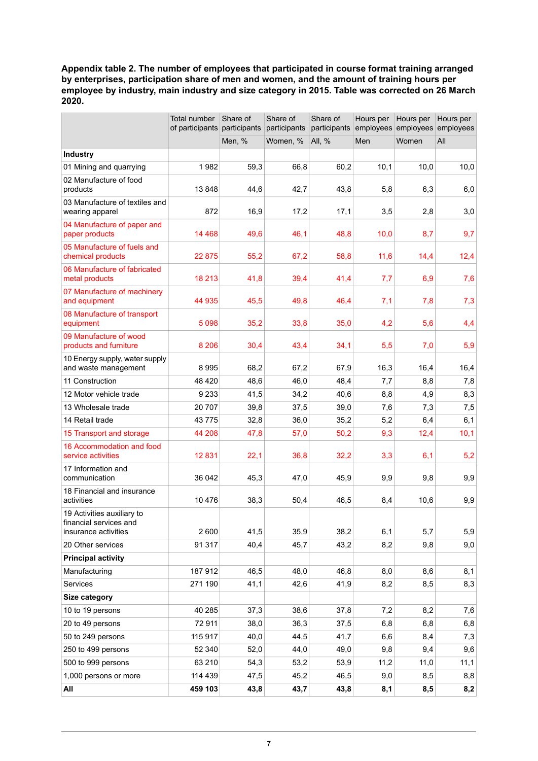**Appendix table 2. The number of employees that participated in course format training arranged by enterprises, participation share of men and women, and the amount of training hours per employee by industry, main industry and size category in 2015. Table was corrected on 26 March 2020.**

| | Total number of participants | Share of participants | Share of participants | Share of participants | Hours per employees | Hours per employees | Hours per employees |
|---|---|---|---|---|---|---|---|
| | | Men, % | Women, % | All, % | Men | Women | All |
| **Industry** | | | | | | | |
| 01 Mining and quarrying | 1 982 | 59,3 | 66,8 | 60,2 | 10,1 | 10,0 | 10,0 |
| 02 Manufacture of food products | 13 848 | 44,6 | 42,7 | 43,8 | 5,8 | 6,3 | 6,0 |
| 03 Manufacture of textiles and wearing apparel | 872 | 16,9 | 17,2 | 17,1 | 3,5 | 2,8 | 3,0 |
| 04 Manufacture of paper and paper products | 14 468 | 49,6 | 46,1 | 48,8 | 10,0 | 8,7 | 9,7 |
| 05 Manufacture of fuels and chemical products | 22 875 | 55,2 | 67,2 | 58,8 | 11,6 | 14,4 | 12,4 |
| 06 Manufacture of fabricated metal products | 18 213 | 41,8 | 39,4 | 41,4 | 7,7 | 6,9 | 7,6 |
| 07 Manufacture of machinery and equipment | 44 935 | 45,5 | 49,8 | 46,4 | 7,1 | 7,8 | 7,3 |
| 08 Manufacture of transport equipment | 5 098 | 35,2 | 33,8 | 35,0 | 4,2 | 5,6 | 4,4 |
| 09 Manufacture of wood products and furniture | 8 206 | 30,4 | 43,4 | 34,1 | 5,5 | 7,0 | 5,9 |
| 10 Energy supply, water supply and waste management | 8 995 | 68,2 | 67,2 | 67,9 | 16,3 | 16,4 | 16,4 |
| 11 Construction | 48 420 | 48,6 | 46,0 | 48,4 | 7,7 | 8,8 | 7,8 |
| 12 Motor vehicle trade | 9 233 | 41,5 | 34,2 | 40,6 | 8,8 | 4,9 | 8,3 |
| 13 Wholesale trade | 20 707 | 39,8 | 37,5 | 39,0 | 7,6 | 7,3 | 7,5 |
| 14 Retail trade | 43 775 | 32,8 | 36,0 | 35,2 | 5,2 | 6,4 | 6,1 |
| 15 Transport and storage | 44 208 | 47,8 | 57,0 | 50,2 | 9,3 | 12,4 | 10,1 |
| 16 Accommodation and food service activities | 12 831 | 22,1 | 36,8 | 32,2 | 3,3 | 6,1 | 5,2 |
| 17 Information and communication | 36 042 | 45,3 | 47,0 | 45,9 | 9,9 | 9,8 | 9,9 |
| 18 Financial and insurance activities | 10 476 | 38,3 | 50,4 | 46,5 | 8,4 | 10,6 | 9,9 |
| 19 Activities auxiliary to financial services and insurance activities | 2 600 | 41,5 | 35,9 | 38,2 | 6,1 | 5,7 | 5,9 |
| 20 Other services | 91 317 | 40,4 | 45,7 | 43,2 | 8,2 | 9,8 | 9,0 |
| **Principal activity** | | | | | | | |
| Manufacturing | 187 912 | 46,5 | 48,0 | 46,8 | 8,0 | 8,6 | 8,1 |
| Services | 271 190 | 41,1 | 42,6 | 41,9 | 8,2 | 8,5 | 8,3 |
| **Size category** | | | | | | | |
| 10 to 19 persons | 40 285 | 37,3 | 38,6 | 37,8 | 7,2 | 8,2 | 7,6 |
| 20 to 49 persons | 72 911 | 38,0 | 36,3 | 37,5 | 6,8 | 6,8 | 6,8 |
| 50 to 249 persons | 115 917 | 40,0 | 44,5 | 41,7 | 6,6 | 8,4 | 7,3 |
| 250 to 499 persons | 52 340 | 52,0 | 44,0 | 49,0 | 9,8 | 9,4 | 9,6 |
| 500 to 999 persons | 63 210 | 54,3 | 53,2 | 53,9 | 11,2 | 11,0 | 11,1 |
| 1,000 persons or more | 114 439 | 47,5 | 45,2 | 46,5 | 9,0 | 8,5 | 8,8 |
| **All** | **459 103** | **43,8** | **43,7** | **43,8** | **8,1** | **8,5** | **8,2** |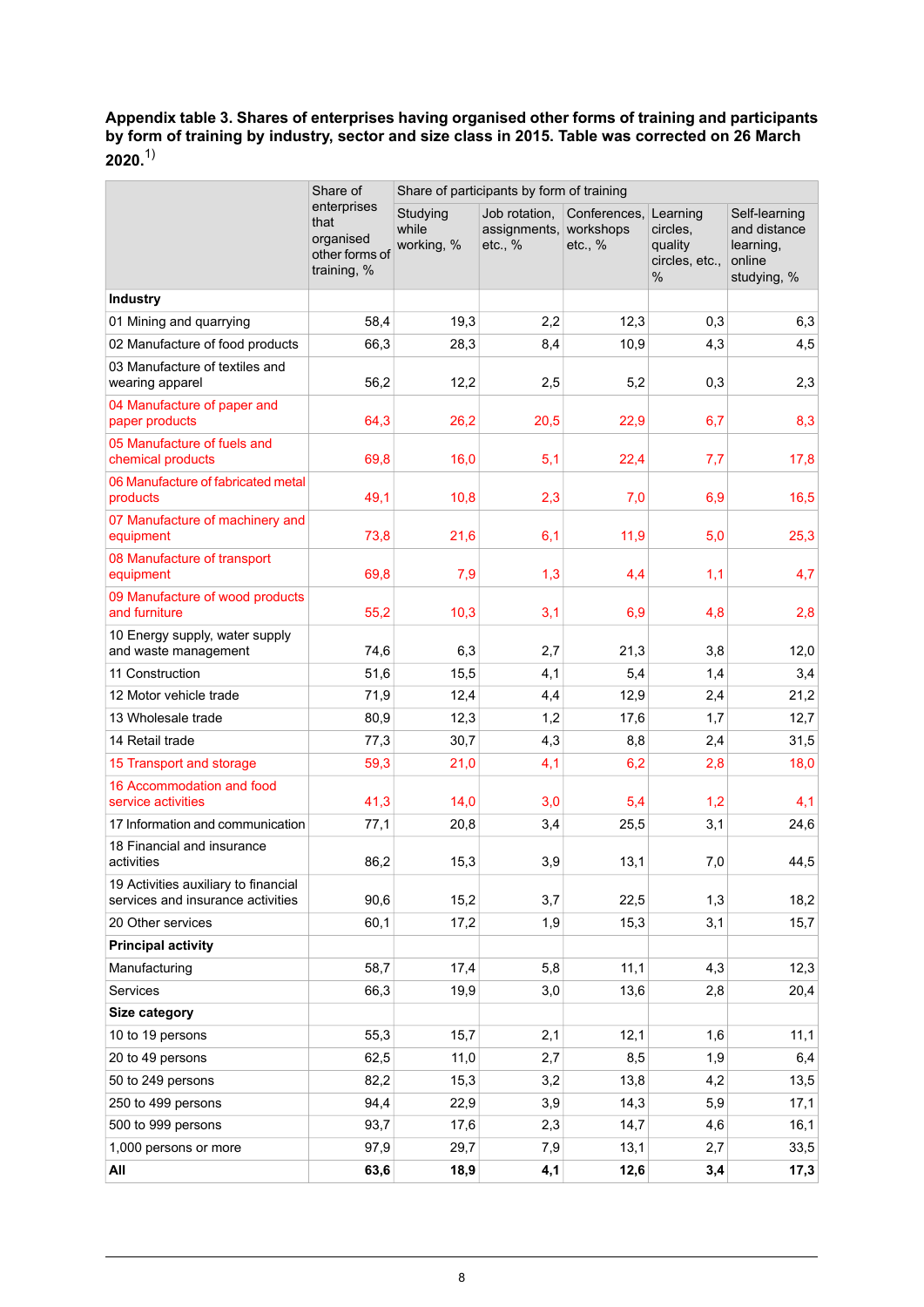**Appendix table 3. Shares of enterprises having organised other forms of training and participants by form of training by industry, sector and size class in 2015. Table was corrected on 26 March 2020.**[1)]

| | Share of enterprises that organised other forms of training, % | Share of participants by form of training | | | | |
|---|---|---|---|---|---|---|
| | | Studying while working, % | Job rotation, assignments, etc., % | Conferences, workshops etc., % | Learning circles, quality circles, etc., % | Self-learning and distance learning, online studying, % |
| **Industry** | | | | | | |
| 01 Mining and quarrying | 58,4 | 19,3 | 2,2 | 12,3 | 0,3 | 6,3 |
| 02 Manufacture of food products | 66,3 | 28,3 | 8,4 | 10,9 | 4,3 | 4,5 |
| 03 Manufacture of textiles and wearing apparel | 56,2 | 12,2 | 2,5 | 5,2 | 0,3 | 2,3 |
| 04 Manufacture of paper and paper products | 64,3 | 26,2 | 20,5 | 22,9 | 6,7 | 8,3 |
| 05 Manufacture of fuels and chemical products | 69,8 | 16,0 | 5,1 | 22,4 | 7,7 | 17,8 |
| 06 Manufacture of fabricated metal products | 49,1 | 10,8 | 2,3 | 7,0 | 6,9 | 16,5 |
| 07 Manufacture of machinery and equipment | 73,8 | 21,6 | 6,1 | 11,9 | 5,0 | 25,3 |
| 08 Manufacture of transport equipment | 69,8 | 7,9 | 1,3 | 4,4 | 1,1 | 4,7 |
| 09 Manufacture of wood products and furniture | 55,2 | 10,3 | 3,1 | 6,9 | 4,8 | 2,8 |
| 10 Energy supply, water supply and waste management | 74,6 | 6,3 | 2,7 | 21,3 | 3,8 | 12,0 |
| 11 Construction | 51,6 | 15,5 | 4,1 | 5,4 | 1,4 | 3,4 |
| 12 Motor vehicle trade | 71,9 | 12,4 | 4,4 | 12,9 | 2,4 | 21,2 |
| 13 Wholesale trade | 80,9 | 12,3 | 1,2 | 17,6 | 1,7 | 12,7 |
| 14 Retail trade | 77,3 | 30,7 | 4,3 | 8,8 | 2,4 | 31,5 |
| 15 Transport and storage | 59,3 | 21,0 | 4,1 | 6,2 | 2,8 | 18,0 |
| 16 Accommodation and food service activities | 41,3 | 14,0 | 3,0 | 5,4 | 1,2 | 4,1 |
| 17 Information and communication | 77,1 | 20,8 | 3,4 | 25,5 | 3,1 | 24,6 |
| 18 Financial and insurance activities | 86,2 | 15,3 | 3,9 | 13,1 | 7,0 | 44,5 |
| 19 Activities auxiliary to financial services and insurance activities | 90,6 | 15,2 | 3,7 | 22,5 | 1,3 | 18,2 |
| 20 Other services | 60,1 | 17,2 | 1,9 | 15,3 | 3,1 | 15,7 |
| **Principal activity** | | | | | | |
| Manufacturing | 58,7 | 17,4 | 5,8 | 11,1 | 4,3 | 12,3 |
| Services | 66,3 | 19,9 | 3,0 | 13,6 | 2,8 | 20,4 |
| **Size category** | | | | | | |
| 10 to 19 persons | 55,3 | 15,7 | 2,1 | 12,1 | 1,6 | 11,1 |
| 20 to 49 persons | 62,5 | 11,0 | 2,7 | 8,5 | 1,9 | 6,4 |
| 50 to 249 persons | 82,2 | 15,3 | 3,2 | 13,8 | 4,2 | 13,5 |
| 250 to 499 persons | 94,4 | 22,9 | 3,9 | 14,3 | 5,9 | 17,1 |
| 500 to 999 persons | 93,7 | 17,6 | 2,3 | 14,7 | 4,6 | 16,1 |
| 1,000 persons or more | 97,9 | 29,7 | 7,9 | 13,1 | 2,7 | 33,5 |
| **All** | **63,6** | **18,9** | **4,1** | **12,6** | **3,4** | **17,3** |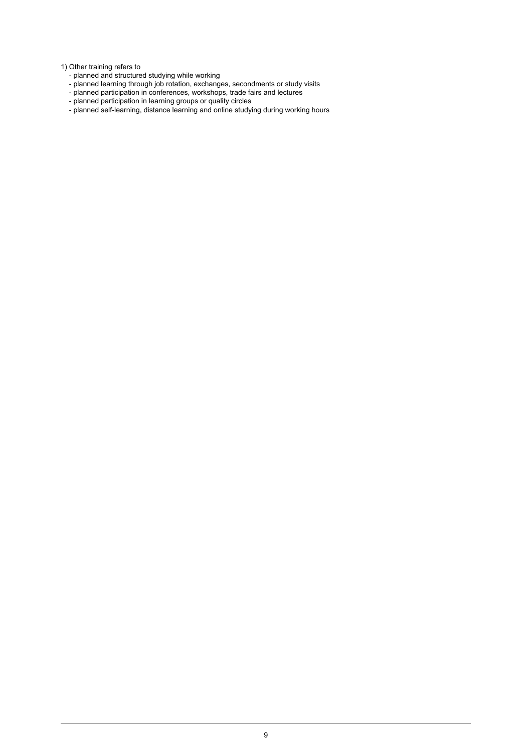1) Other training refers to

- planned and structured studying while working
- planned learning through job rotation, exchanges, secondments or study visits
- planned participation in conferences, workshops, trade fairs and lectures
- planned participation in learning groups or quality circles
- planned self-learning, distance learning and online studying during working hours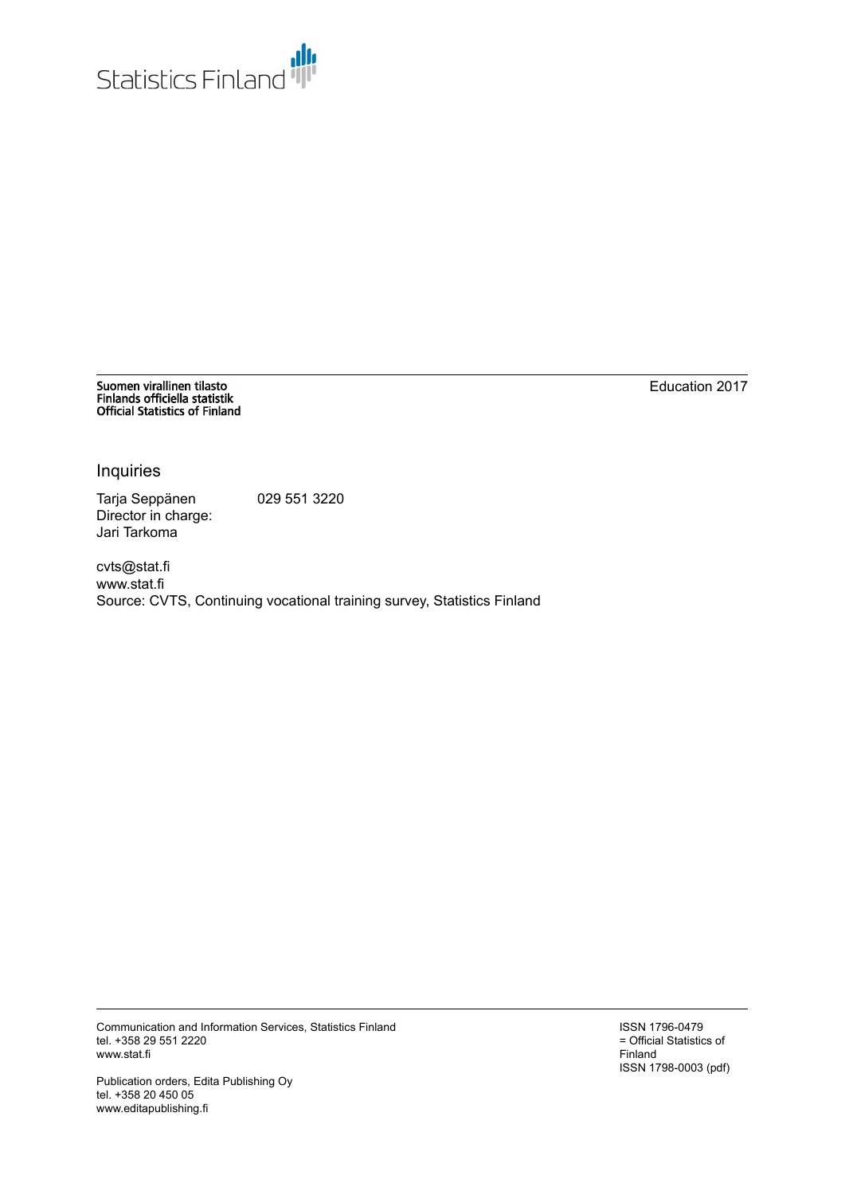Statistics Finland

Suomen virallinen tilasto
Finlands officiella statistik
Official Statistics of Finland

Education 2017

## Inquiries

Tarja Seppänen 029 551 3220
Director in charge:
Jari Tarkoma

cvts@stat.fi
www.stat.fi
Source: CVTS, Continuing vocational training survey, Statistics Finland

Communication and Information Services, Statistics Finland
tel. +358 29 551 2220
www.stat.fi

Publication orders, Edita Publishing Oy
tel. +358 20 450 05
www.editapublishing.fi

ISSN 1796-0479
= Official Statistics of Finland
ISSN 1798-0003 (pdf)